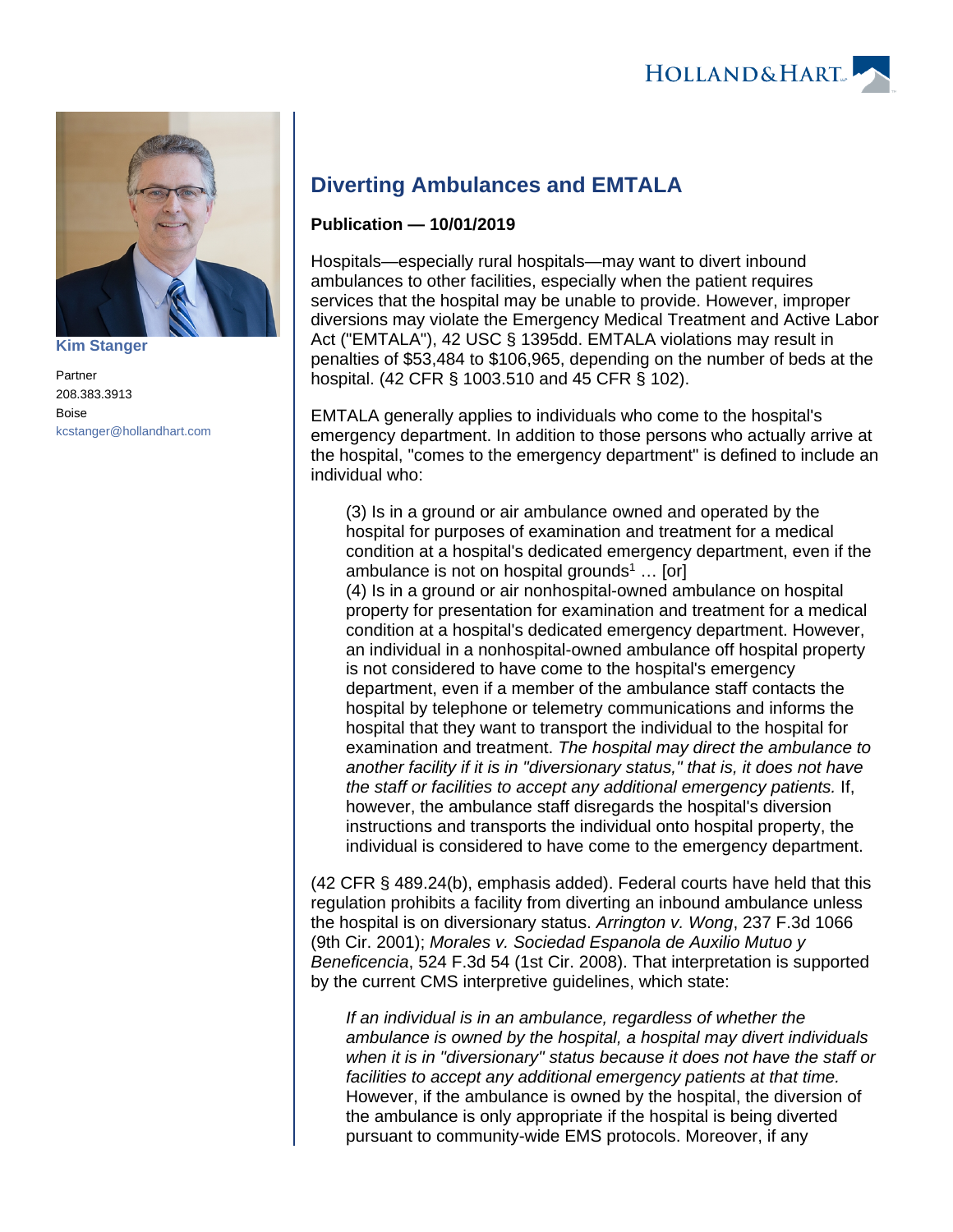Kim Stanger

Partner

208.383.3913

Boise

kcstanger@hollandhart.com

# Diverting Ambulances and EMTALA

**Publication — 10/01/2019**

Hospitals—especially rural hospitals—may want to divert inbound ambulances to other facilities, especially when the patient requires services that the hospital may be unable to provide. However, improper diversions may violate the Emergency Medical Treatment and Active Labor Act ("EMTALA"), 42 USC § 1395dd. EMTALA violations may result in penalties of $53,484 to $106,965, depending on the number of beds at the hospital. (42 CFR § 1003.510 and 45 CFR § 102).

EMTALA generally applies to individuals who come to the hospital's emergency department. In addition to those persons who actually arrive at the hospital, "comes to the emergency department" is defined to include an individual who:

> (3) Is in a ground or air ambulance owned and operated by the hospital for purposes of examination and treatment for a medical condition at a hospital's dedicated emergency department, even if the ambulance is not on hospital grounds[1] … [or]
>
> (4) Is in a ground or air nonhospital-owned ambulance on hospital property for presentation for examination and treatment for a medical condition at a hospital's dedicated emergency department. However, an individual in a nonhospital-owned ambulance off hospital property is not considered to have come to the hospital's emergency department, even if a member of the ambulance staff contacts the hospital by telephone or telemetry communications and informs the hospital that they want to transport the individual to the hospital for examination and treatment. *The hospital may direct the ambulance to another facility if it is in "diversionary status," that is, it does not have the staff or facilities to accept any additional emergency patients.* If, however, the ambulance staff disregards the hospital's diversion instructions and transports the individual onto hospital property, the individual is considered to have come to the emergency department.

(42 CFR § 489.24(b), emphasis added). Federal courts have held that this regulation prohibits a facility from diverting an inbound ambulance unless the hospital is on diversionary status. *Arrington v. Wong*, 237 F.3d 1066 (9th Cir. 2001); *Morales v. Sociedad Espanola de Auxilio Mutuo y Beneficencia*, 524 F.3d 54 (1st Cir. 2008). That interpretation is supported by the current CMS interpretive guidelines, which state:

> *If an individual is in an ambulance, regardless of whether the ambulance is owned by the hospital, a hospital may divert individuals when it is in "diversionary" status because it does not have the staff or facilities to accept any additional emergency patients at that time.* However, if the ambulance is owned by the hospital, the diversion of the ambulance is only appropriate if the hospital is being diverted pursuant to community-wide EMS protocols. Moreover, if any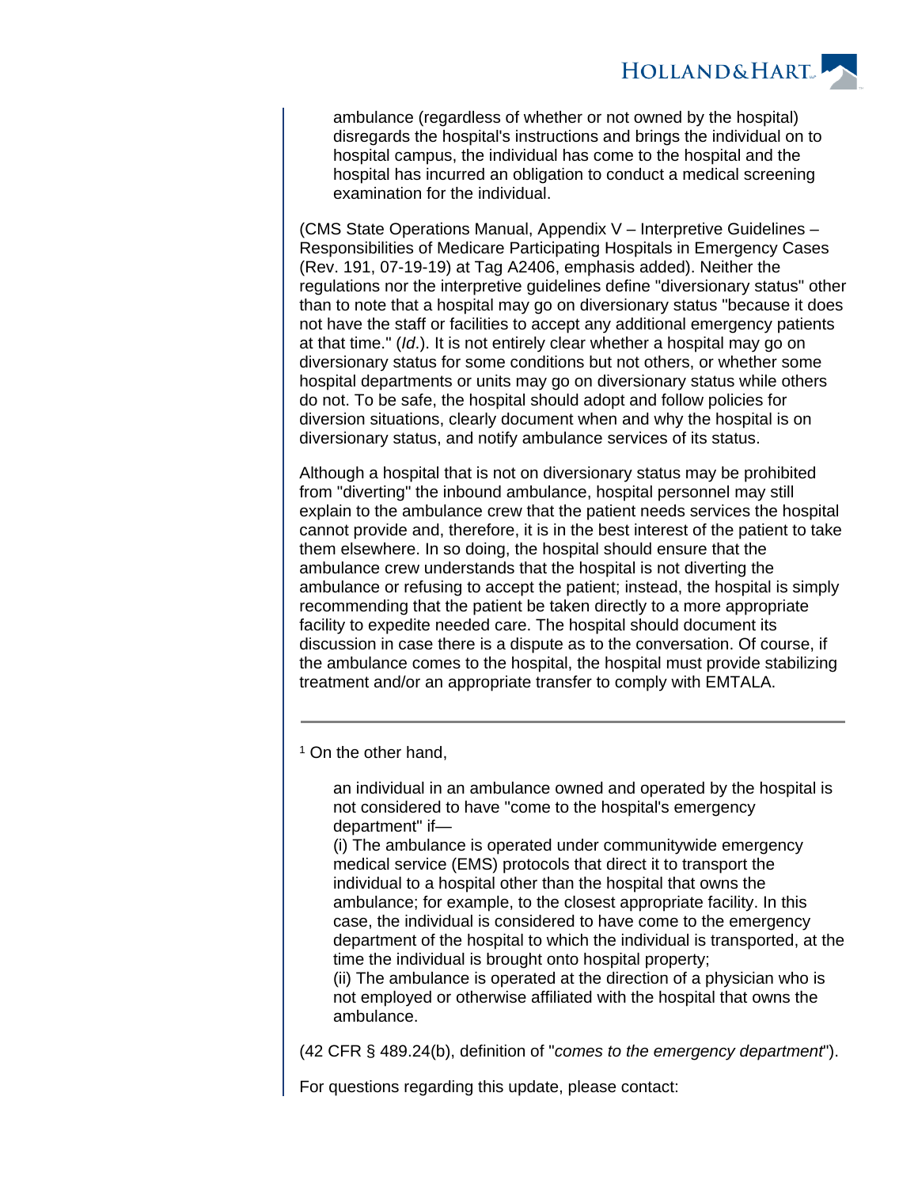> ambulance (regardless of whether or not owned by the hospital) disregards the hospital's instructions and brings the individual on to hospital campus, the individual has come to the hospital and the hospital has incurred an obligation to conduct a medical screening examination for the individual.

(CMS State Operations Manual, Appendix V – Interpretive Guidelines – Responsibilities of Medicare Participating Hospitals in Emergency Cases (Rev. 191, 07-19-19) at Tag A2406, emphasis added). Neither the regulations nor the interpretive guidelines define "diversionary status" other than to note that a hospital may go on diversionary status "because it does not have the staff or facilities to accept any additional emergency patients at that time." (*Id*.). It is not entirely clear whether a hospital may go on diversionary status for some conditions but not others, or whether some hospital departments or units may go on diversionary status while others do not. To be safe, the hospital should adopt and follow policies for diversion situations, clearly document when and why the hospital is on diversionary status, and notify ambulance services of its status.

Although a hospital that is not on diversionary status may be prohibited from "diverting" the inbound ambulance, hospital personnel may still explain to the ambulance crew that the patient needs services the hospital cannot provide and, therefore, it is in the best interest of the patient to take them elsewhere. In so doing, the hospital should ensure that the ambulance crew understands that the hospital is not diverting the ambulance or refusing to accept the patient; instead, the hospital is simply recommending that the patient be taken directly to a more appropriate facility to expedite needed care. The hospital should document its discussion in case there is a dispute as to the conversation. Of course, if the ambulance comes to the hospital, the hospital must provide stabilizing treatment and/or an appropriate transfer to comply with EMTALA.

---

[1] On the other hand,

> an individual in an ambulance owned and operated by the hospital is not considered to have "come to the hospital's emergency department" if—
> (i) The ambulance is operated under communitywide emergency medical service (EMS) protocols that direct it to transport the individual to a hospital other than the hospital that owns the ambulance; for example, to the closest appropriate facility. In this case, the individual is considered to have come to the emergency department of the hospital to which the individual is transported, at the time the individual is brought onto hospital property;
> (ii) The ambulance is operated at the direction of a physician who is not employed or otherwise affiliated with the hospital that owns the ambulance.

(42 CFR § 489.24(b), definition of "*comes to the emergency department*").

For questions regarding this update, please contact: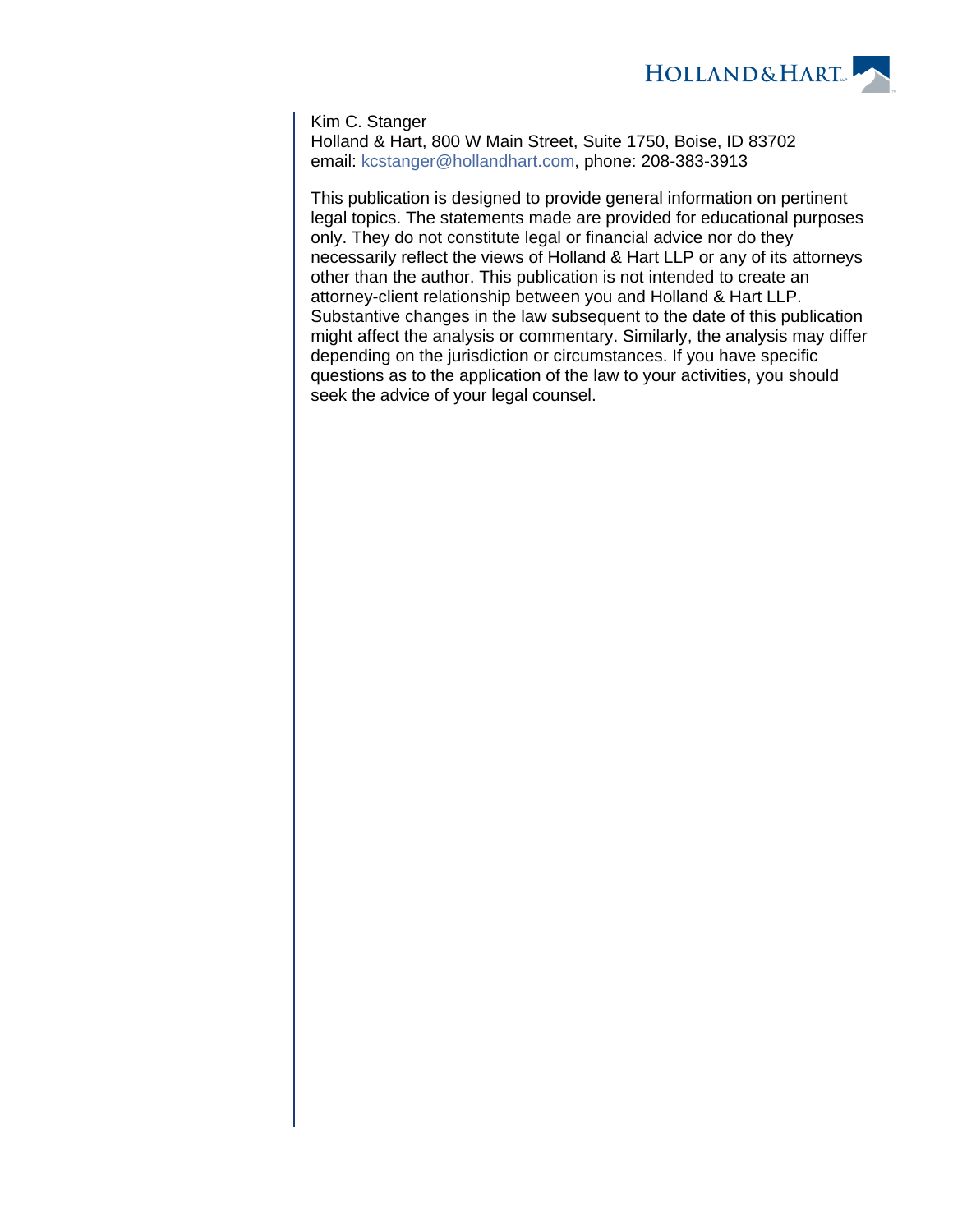Kim C. Stanger
Holland & Hart, 800 W Main Street, Suite 1750, Boise, ID 83702
email: kcstanger@hollandhart.com, phone: 208-383-3913

This publication is designed to provide general information on pertinent legal topics. The statements made are provided for educational purposes only. They do not constitute legal or financial advice nor do they necessarily reflect the views of Holland & Hart LLP or any of its attorneys other than the author. This publication is not intended to create an attorney-client relationship between you and Holland & Hart LLP. Substantive changes in the law subsequent to the date of this publication might affect the analysis or commentary. Similarly, the analysis may differ depending on the jurisdiction or circumstances. If you have specific questions as to the application of the law to your activities, you should seek the advice of your legal counsel.